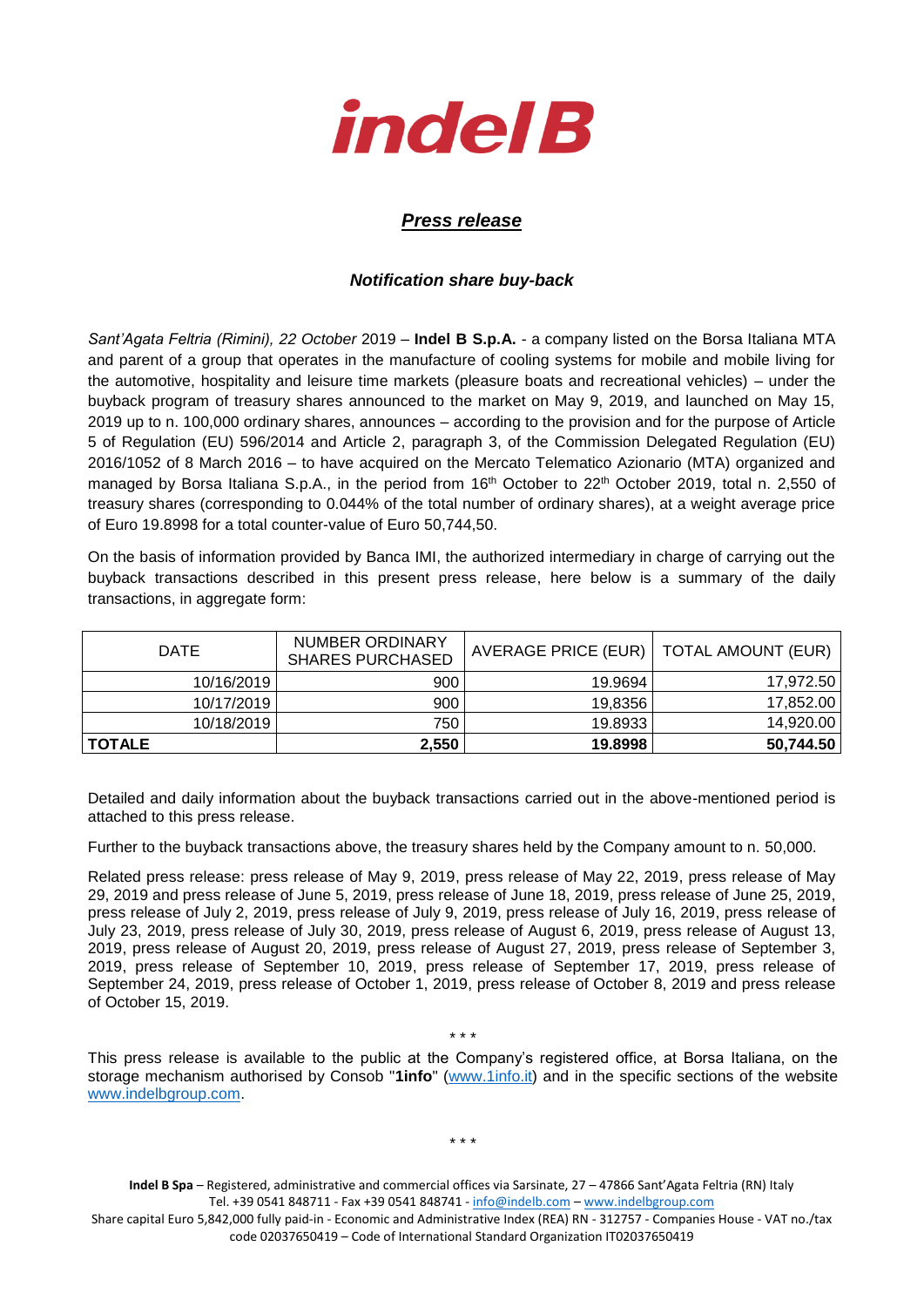# indelB

## *Press release*

### *Notification share buy-back*

*Sant'Agata Feltria (Rimini), 22 October* 2019 – **Indel B S.p.A.** - a company listed on the Borsa Italiana MTA and parent of a group that operates in the manufacture of cooling systems for mobile and mobile living for the automotive, hospitality and leisure time markets (pleasure boats and recreational vehicles) – under the buyback program of treasury shares announced to the market on May 9, 2019, and launched on May 15, 2019 up to n. 100,000 ordinary shares, announces – according to the provision and for the purpose of Article 5 of Regulation (EU) 596/2014 and Article 2, paragraph 3, of the Commission Delegated Regulation (EU) 2016/1052 of 8 March 2016 – to have acquired on the Mercato Telematico Azionario (MTA) organized and managed by Borsa Italiana S.p.A., in the period from 16th October to 22th October 2019, total n. 2,550 of treasury shares (corresponding to 0.044% of the total number of ordinary shares), at a weight average price of Euro 19.8998 for a total counter-value of Euro 50,744,50.

On the basis of information provided by Banca IMI, the authorized intermediary in charge of carrying out the buyback transactions described in this present press release, here below is a summary of the daily transactions, in aggregate form:

| DATE | NUMBER ORDINARY SHARES PURCHASED | AVERAGE PRICE (EUR) | TOTAL AMOUNT (EUR) |
|---|---|---|---|
| 10/16/2019 | 900 | 19.9694 | 17,972.50 |
| 10/17/2019 | 900 | 19,8356 | 17,852.00 |
| 10/18/2019 | 750 | 19.8933 | 14,920.00 |
| **TOTALE** | **2,550** | **19.8998** | **50,744.50** |

Detailed and daily information about the buyback transactions carried out in the above-mentioned period is attached to this press release.

Further to the buyback transactions above, the treasury shares held by the Company amount to n. 50,000.

Related press release: press release of May 9, 2019, press release of May 22, 2019, press release of May 29, 2019 and press release of June 5, 2019, press release of June 18, 2019, press release of June 25, 2019, press release of July 2, 2019, press release of July 9, 2019, press release of July 16, 2019, press release of July 23, 2019, press release of July 30, 2019, press release of August 6, 2019, press release of August 13, 2019, press release of August 20, 2019, press release of August 27, 2019, press release of September 3, 2019, press release of September 10, 2019, press release of September 17, 2019, press release of September 24, 2019, press release of October 1, 2019, press release of October 8, 2019 and press release of October 15, 2019.

\* \* \*

This press release is available to the public at the Company's registered office, at Borsa Italiana, on the storage mechanism authorised by Consob "**1info**" (www.1info.it) and in the specific sections of the website www.indelbgroup.com.

\* \* \*

**Indel B Spa** – Registered, administrative and commercial offices via Sarsinate, 27 – 47866 Sant'Agata Feltria (RN) Italy
Tel. +39 0541 848711 - Fax +39 0541 848741 - info@indelb.com – www.indelbgroup.com
Share capital Euro 5,842,000 fully paid-in - Economic and Administrative Index (REA) RN - 312757 - Companies House - VAT no./tax code 02037650419 – Code of International Standard Organization IT02037650419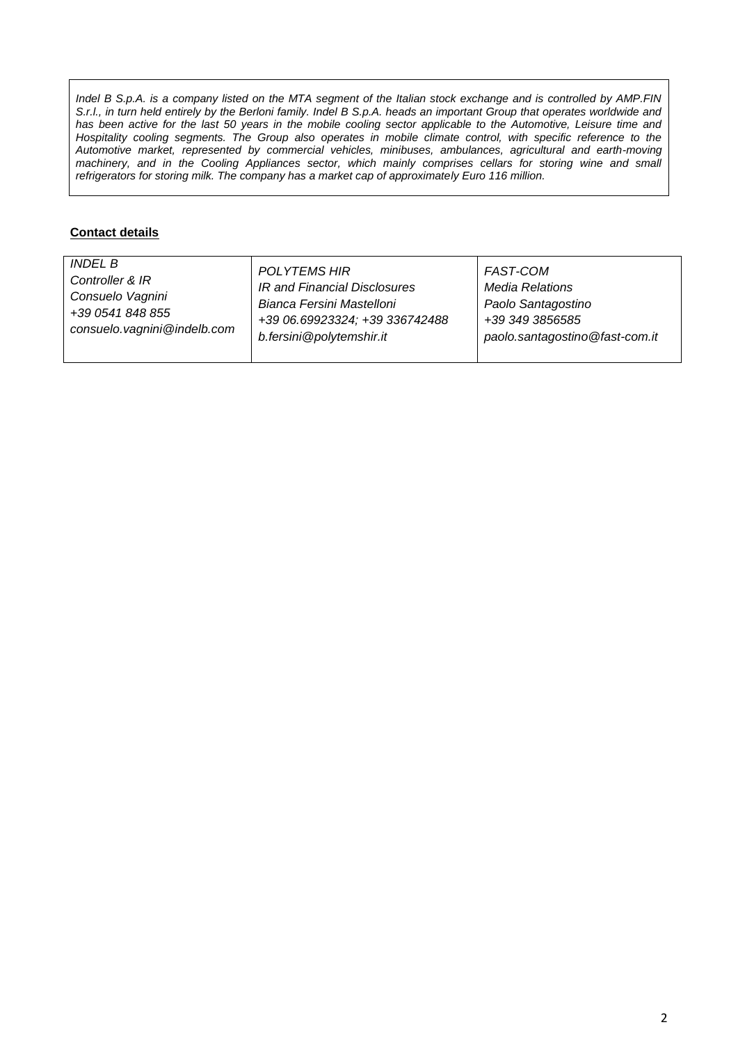*Indel B S.p.A. is a company listed on the MTA segment of the Italian stock exchange and is controlled by AMP.FIN S.r.l., in turn held entirely by the Berloni family. Indel B S.p.A. heads an important Group that operates worldwide and has been active for the last 50 years in the mobile cooling sector applicable to the Automotive, Leisure time and Hospitality cooling segments. The Group also operates in mobile climate control, with specific reference to the Automotive market, represented by commercial vehicles, minibuses, ambulances, agricultural and earth-moving machinery, and in the Cooling Appliances sector, which mainly comprises cellars for storing wine and small refrigerators for storing milk. The company has a market cap of approximately Euro 116 million.*

**Contact details**

| | | |
|---|---|---|
| *INDEL B*<br>*Controller & IR*<br>*Consuelo Vagnini*<br>*+39 0541 848 855*<br>*consuelo.vagnini@indelb.com* | *POLYTEMS HIR*<br>*IR and Financial Disclosures*<br>*Bianca Fersini Mastelloni*<br>*+39 06.69923324; +39 336742488*<br>*b.fersini@polytemshir.it* | *FAST-COM*<br>*Media Relations*<br>*Paolo Santagostino*<br>*+39 349 3856585*<br>*paolo.santagostino@fast-com.it* |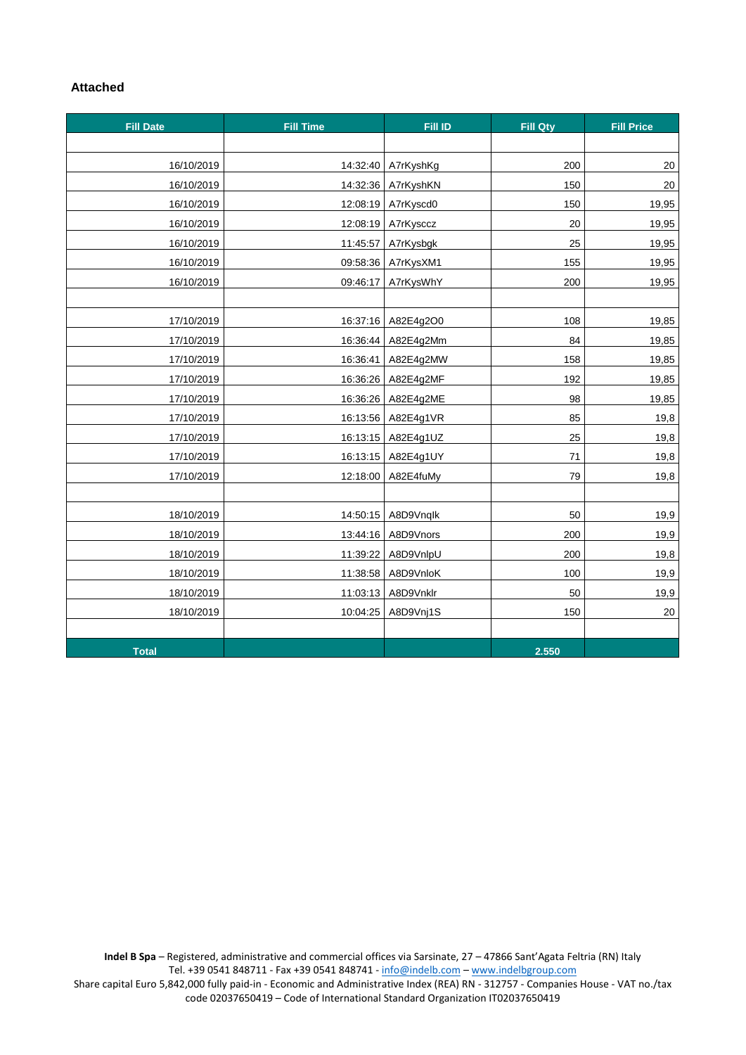**Attached**

| Fill Date | Fill Time | Fill ID | Fill Qty | Fill Price |
|---|---|---|---|---|
| | | | | |
| 16/10/2019 | 14:32:40 | A7rKyshKg | 200 | 20 |
| 16/10/2019 | 14:32:36 | A7rKyshKN | 150 | 20 |
| 16/10/2019 | 12:08:19 | A7rKyscd0 | 150 | 19,95 |
| 16/10/2019 | 12:08:19 | A7rKysccz | 20 | 19,95 |
| 16/10/2019 | 11:45:57 | A7rKysbgk | 25 | 19,95 |
| 16/10/2019 | 09:58:36 | A7rKysXM1 | 155 | 19,95 |
| 16/10/2019 | 09:46:17 | A7rKysWhY | 200 | 19,95 |
| | | | | |
| 17/10/2019 | 16:37:16 | A82E4g2O0 | 108 | 19,85 |
| 17/10/2019 | 16:36:44 | A82E4g2Mm | 84 | 19,85 |
| 17/10/2019 | 16:36:41 | A82E4g2MW | 158 | 19,85 |
| 17/10/2019 | 16:36:26 | A82E4g2MF | 192 | 19,85 |
| 17/10/2019 | 16:36:26 | A82E4g2ME | 98 | 19,85 |
| 17/10/2019 | 16:13:56 | A82E4g1VR | 85 | 19,8 |
| 17/10/2019 | 16:13:15 | A82E4g1UZ | 25 | 19,8 |
| 17/10/2019 | 16:13:15 | A82E4g1UY | 71 | 19,8 |
| 17/10/2019 | 12:18:00 | A82E4fuMy | 79 | 19,8 |
| | | | | |
| 18/10/2019 | 14:50:15 | A8D9Vnqlk | 50 | 19,9 |
| 18/10/2019 | 13:44:16 | A8D9Vnors | 200 | 19,9 |
| 18/10/2019 | 11:39:22 | A8D9VnlpU | 200 | 19,8 |
| 18/10/2019 | 11:38:58 | A8D9VnloK | 100 | 19,9 |
| 18/10/2019 | 11:03:13 | A8D9Vnklr | 50 | 19,9 |
| 18/10/2019 | 10:04:25 | A8D9Vnj1S | 150 | 20 |
| | | | | |
| **Total** | | | **2.550** | |

**Indel B Spa** – Registered, administrative and commercial offices via Sarsinate, 27 – 47866 Sant'Agata Feltria (RN) Italy
Tel. +39 0541 848711 - Fax +39 0541 848741 - info@indelb.com – www.indelbgroup.com
Share capital Euro 5,842,000 fully paid-in - Economic and Administrative Index (REA) RN - 312757 - Companies House - VAT no./tax code 02037650419 – Code of International Standard Organization IT02037650419